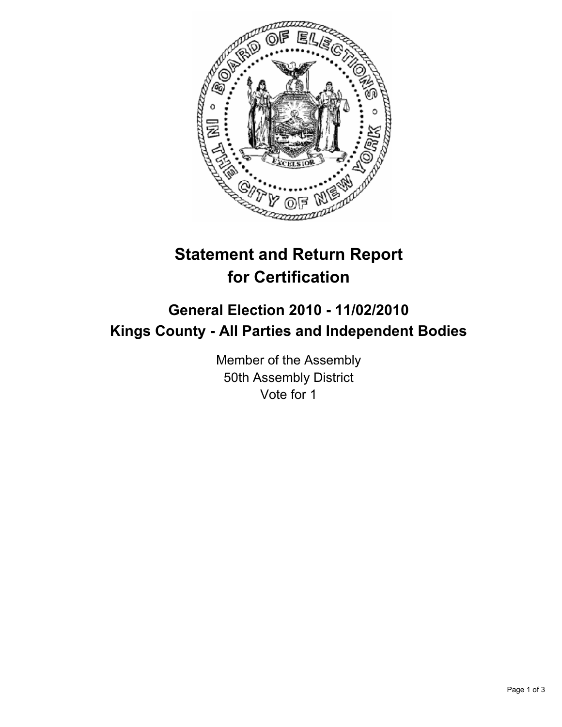# Statement and Return Report for Certification

## General Election 2010 - 11/02/2010
## Kings County - All Parties and Independent Bodies

Member of the Assembly
50th Assembly District
Vote for 1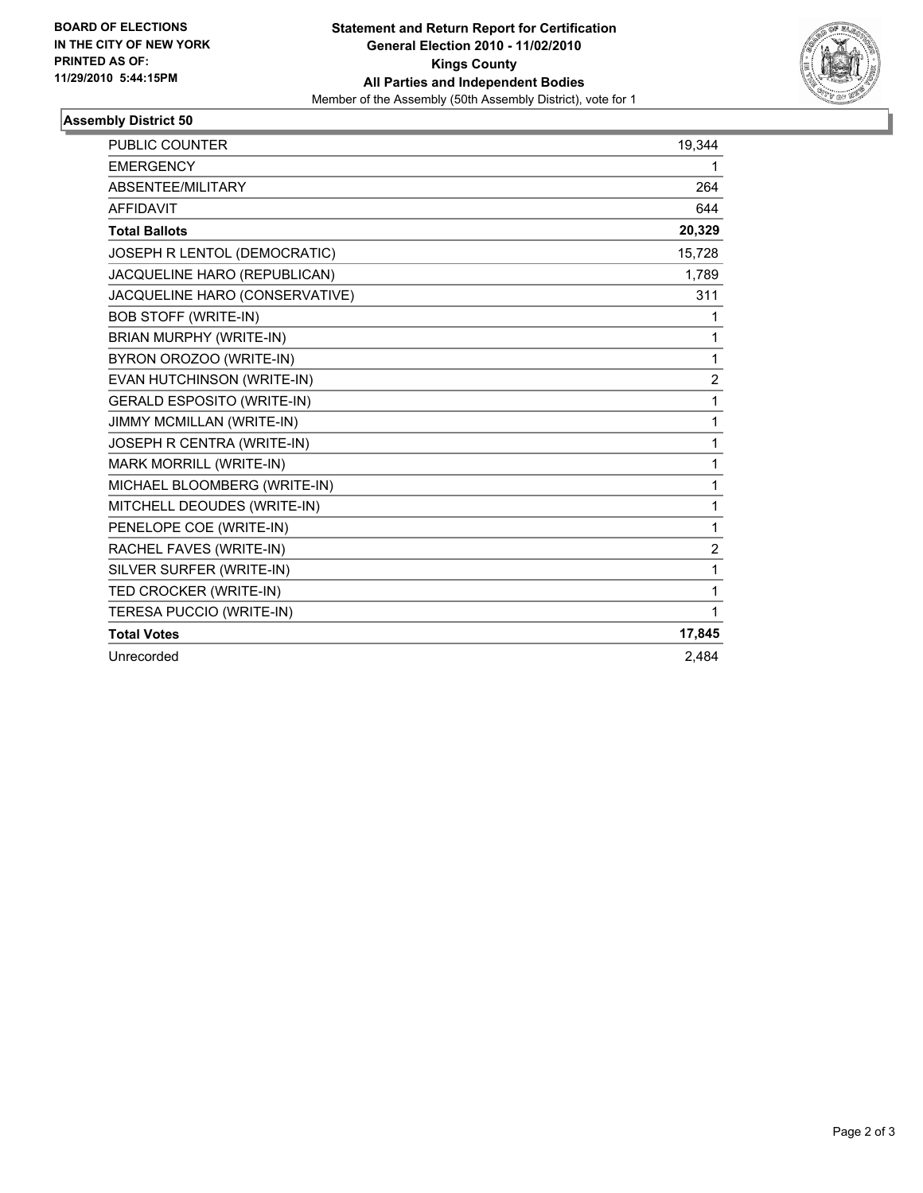**BOARD OF ELECTIONS IN THE CITY OF NEW YORK PRINTED AS OF: 11/29/2010 5:44:15PM**

**Statement and Return Report for Certification**
**General Election 2010 - 11/02/2010**
**Kings County**
**All Parties and Independent Bodies**
Member of the Assembly (50th Assembly District), vote for 1

## Assembly District 50

| | |
|---|---|
| PUBLIC COUNTER | 19,344 |
| EMERGENCY | 1 |
| ABSENTEE/MILITARY | 264 |
| AFFIDAVIT | 644 |
| **Total Ballots** | **20,329** |
| JOSEPH R LENTOL (DEMOCRATIC) | 15,728 |
| JACQUELINE HARO (REPUBLICAN) | 1,789 |
| JACQUELINE HARO (CONSERVATIVE) | 311 |
| BOB STOFF (WRITE-IN) | 1 |
| BRIAN MURPHY (WRITE-IN) | 1 |
| BYRON OROZOO (WRITE-IN) | 1 |
| EVAN HUTCHINSON (WRITE-IN) | 2 |
| GERALD ESPOSITO (WRITE-IN) | 1 |
| JIMMY MCMILLAN (WRITE-IN) | 1 |
| JOSEPH R CENTRA (WRITE-IN) | 1 |
| MARK MORRILL (WRITE-IN) | 1 |
| MICHAEL BLOOMBERG (WRITE-IN) | 1 |
| MITCHELL DEOUDES (WRITE-IN) | 1 |
| PENELOPE COE (WRITE-IN) | 1 |
| RACHEL FAVES (WRITE-IN) | 2 |
| SILVER SURFER (WRITE-IN) | 1 |
| TED CROCKER (WRITE-IN) | 1 |
| TERESA PUCCIO (WRITE-IN) | 1 |
| **Total Votes** | **17,845** |
| Unrecorded | 2,484 |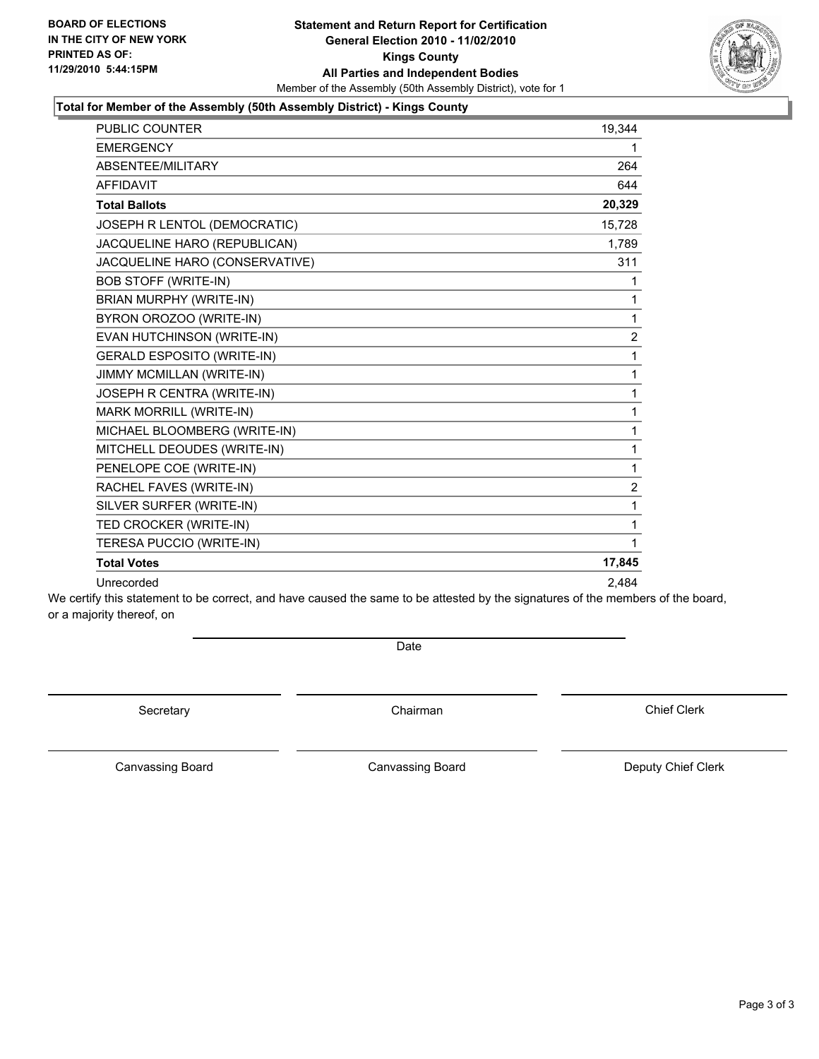**BOARD OF ELECTIONS IN THE CITY OF NEW YORK PRINTED AS OF: 11/29/2010 5:44:15PM**

**Statement and Return Report for Certification**
**General Election 2010 - 11/02/2010**
**Kings County**
**All Parties and Independent Bodies**
Member of the Assembly (50th Assembly District), vote for 1

**Total for Member of the Assembly (50th Assembly District) - Kings County**

| | |
|---|---|
| PUBLIC COUNTER | 19,344 |
| EMERGENCY | 1 |
| ABSENTEE/MILITARY | 264 |
| AFFIDAVIT | 644 |
| **Total Ballots** | **20,329** |
| JOSEPH R LENTOL (DEMOCRATIC) | 15,728 |
| JACQUELINE HARO (REPUBLICAN) | 1,789 |
| JACQUELINE HARO (CONSERVATIVE) | 311 |
| BOB STOFF (WRITE-IN) | 1 |
| BRIAN MURPHY (WRITE-IN) | 1 |
| BYRON OROZOO (WRITE-IN) | 1 |
| EVAN HUTCHINSON (WRITE-IN) | 2 |
| GERALD ESPOSITO (WRITE-IN) | 1 |
| JIMMY MCMILLAN (WRITE-IN) | 1 |
| JOSEPH R CENTRA (WRITE-IN) | 1 |
| MARK MORRILL (WRITE-IN) | 1 |
| MICHAEL BLOOMBERG (WRITE-IN) | 1 |
| MITCHELL DEOUDES (WRITE-IN) | 1 |
| PENELOPE COE (WRITE-IN) | 1 |
| RACHEL FAVES (WRITE-IN) | 2 |
| SILVER SURFER (WRITE-IN) | 1 |
| TED CROCKER (WRITE-IN) | 1 |
| TERESA PUCCIO (WRITE-IN) | 1 |
| **Total Votes** | **17,845** |
| Unrecorded | 2,484 |

We certify this statement to be correct, and have caused the same to be attested by the signatures of the members of the board, or a majority thereof, on

Date

Secretary

Chairman

Chief Clerk

Canvassing Board

Canvassing Board

Deputy Chief Clerk